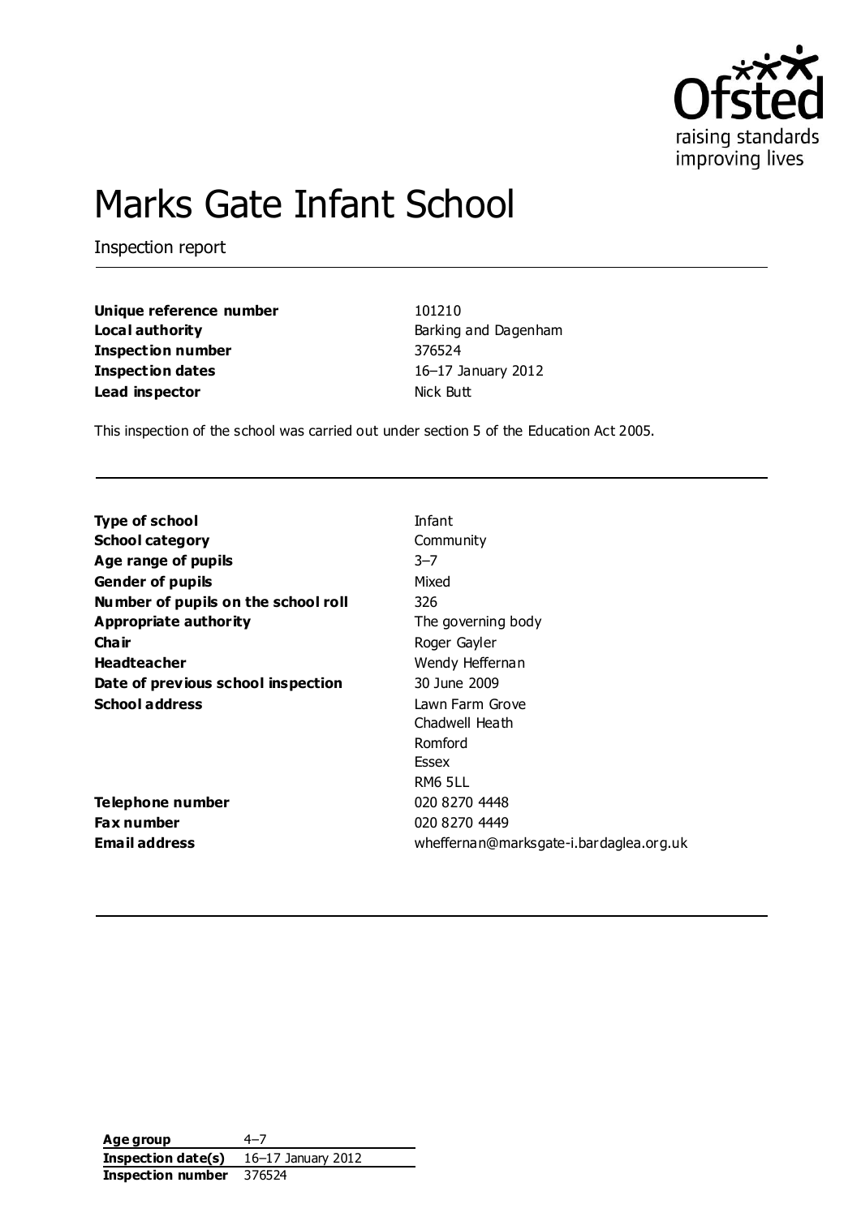# Marks Gate Infant School

Inspection report

| | |
|---|---|
| **Unique reference number** | 101210 |
| **Local authority** | Barking and Dagenham |
| **Inspection number** | 376524 |
| **Inspection dates** | 16–17 January 2012 |
| **Lead inspector** | Nick Butt |

This inspection of the school was carried out under section 5 of the Education Act 2005.

| | |
|---|---|
| **Type of school** | Infant |
| **School category** | Community |
| **Age range of pupils** | 3–7 |
| **Gender of pupils** | Mixed |
| **Number of pupils on the school roll** | 326 |
| **Appropriate authority** | The governing body |
| **Chair** | Roger Gayler |
| **Headteacher** | Wendy Heffernan |
| **Date of previous school inspection** | 30 June 2009 |
| **School address** | Lawn Farm Grove<br>Chadwell Heath<br>Romford<br>Essex<br>RM6 5LL |
| **Telephone number** | 020 8270 4448 |
| **Fax number** | 020 8270 4449 |
| **Email address** | wheffernan@marksgate-i.bardaglea.org.uk |

| | |
|---|---|
| **Age group** | 4–7 |
| **Inspection date(s)** | 16–17 January 2012 |
| **Inspection number** | 376524 |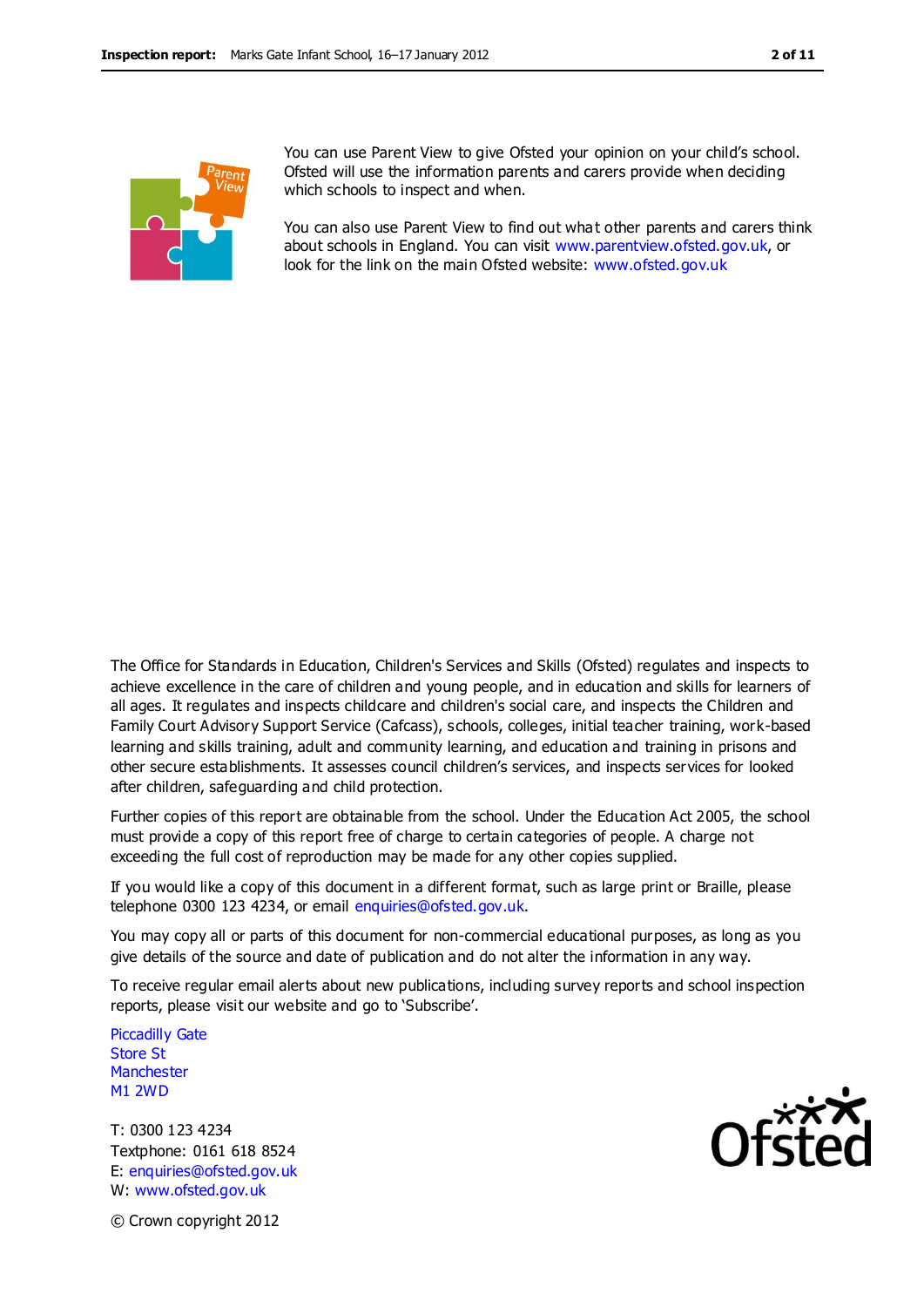You can use Parent View to give Ofsted your opinion on your child's school. Ofsted will use the information parents and carers provide when deciding which schools to inspect and when.

You can also use Parent View to find out what other parents and carers think about schools in England. You can visit www.parentview.ofsted.gov.uk, or look for the link on the main Ofsted website: www.ofsted.gov.uk

The Office for Standards in Education, Children's Services and Skills (Ofsted) regulates and inspects to achieve excellence in the care of children and young people, and in education and skills for learners of all ages. It regulates and inspects childcare and children's social care, and inspects the Children and Family Court Advisory Support Service (Cafcass), schools, colleges, initial teacher training, work-based learning and skills training, adult and community learning, and education and training in prisons and other secure establishments. It assesses council children's services, and inspects services for looked after children, safeguarding and child protection.

Further copies of this report are obtainable from the school. Under the Education Act 2005, the school must provide a copy of this report free of charge to certain categories of people. A charge not exceeding the full cost of reproduction may be made for any other copies supplied.

If you would like a copy of this document in a different format, such as large print or Braille, please telephone 0300 123 4234, or email enquiries@ofsted.gov.uk.

You may copy all or parts of this document for non-commercial educational purposes, as long as you give details of the source and date of publication and do not alter the information in any way.

To receive regular email alerts about new publications, including survey reports and school inspection reports, please visit our website and go to 'Subscribe'.

Piccadilly Gate
Store St
Manchester
M1 2WD

T: 0300 123 4234
Textphone: 0161 618 8524
E: enquiries@ofsted.gov.uk
W: www.ofsted.gov.uk

© Crown copyright 2012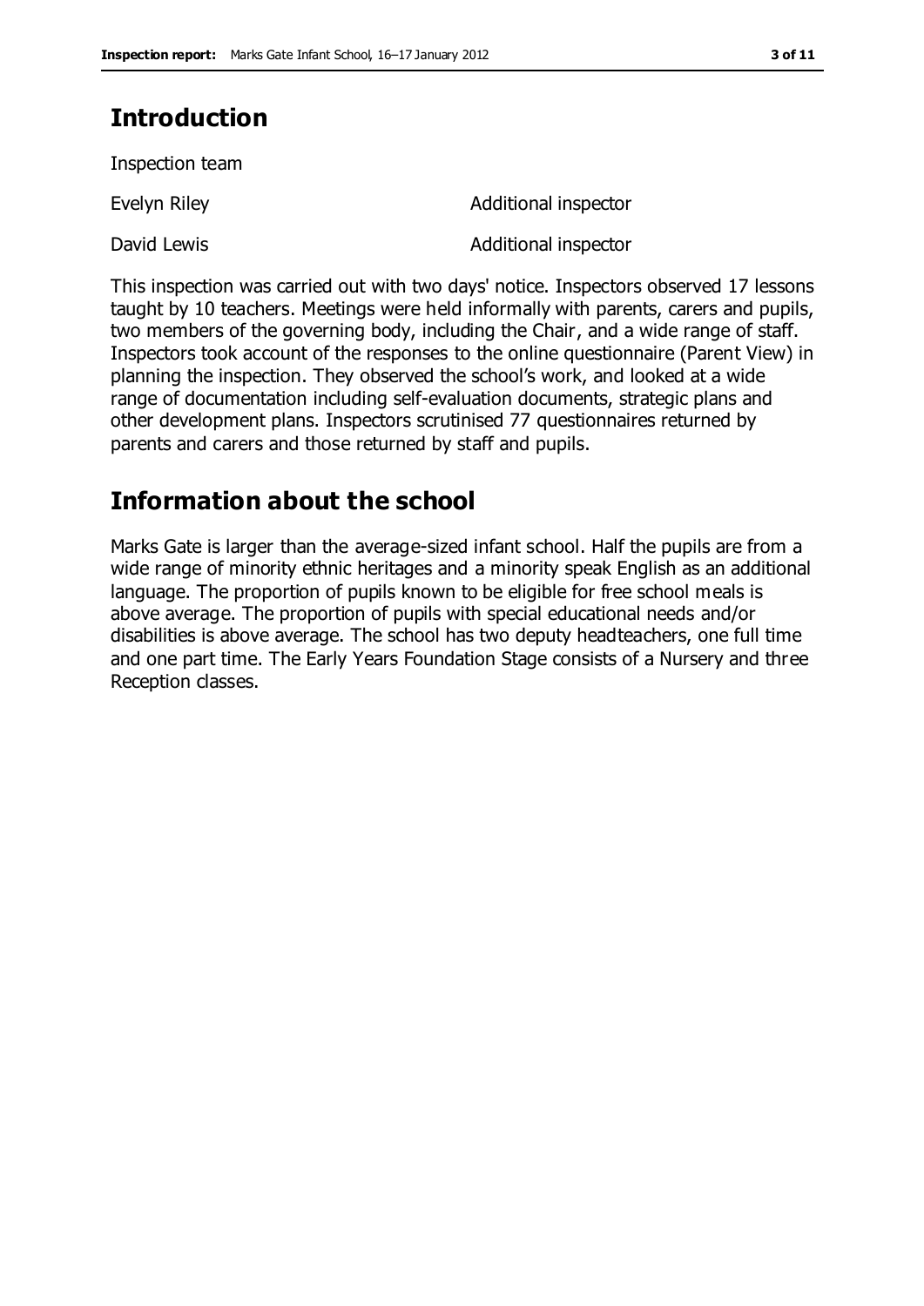## Introduction

Inspection team

| | |
|---|---|
| Evelyn Riley | Additional inspector |
| David Lewis | Additional inspector |

This inspection was carried out with two days' notice. Inspectors observed 17 lessons taught by 10 teachers. Meetings were held informally with parents, carers and pupils, two members of the governing body, including the Chair, and a wide range of staff. Inspectors took account of the responses to the online questionnaire (Parent View) in planning the inspection. They observed the school's work, and looked at a wide range of documentation including self-evaluation documents, strategic plans and other development plans. Inspectors scrutinised 77 questionnaires returned by parents and carers and those returned by staff and pupils.

## Information about the school

Marks Gate is larger than the average-sized infant school. Half the pupils are from a wide range of minority ethnic heritages and a minority speak English as an additional language. The proportion of pupils known to be eligible for free school meals is above average. The proportion of pupils with special educational needs and/or disabilities is above average. The school has two deputy headteachers, one full time and one part time. The Early Years Foundation Stage consists of a Nursery and three Reception classes.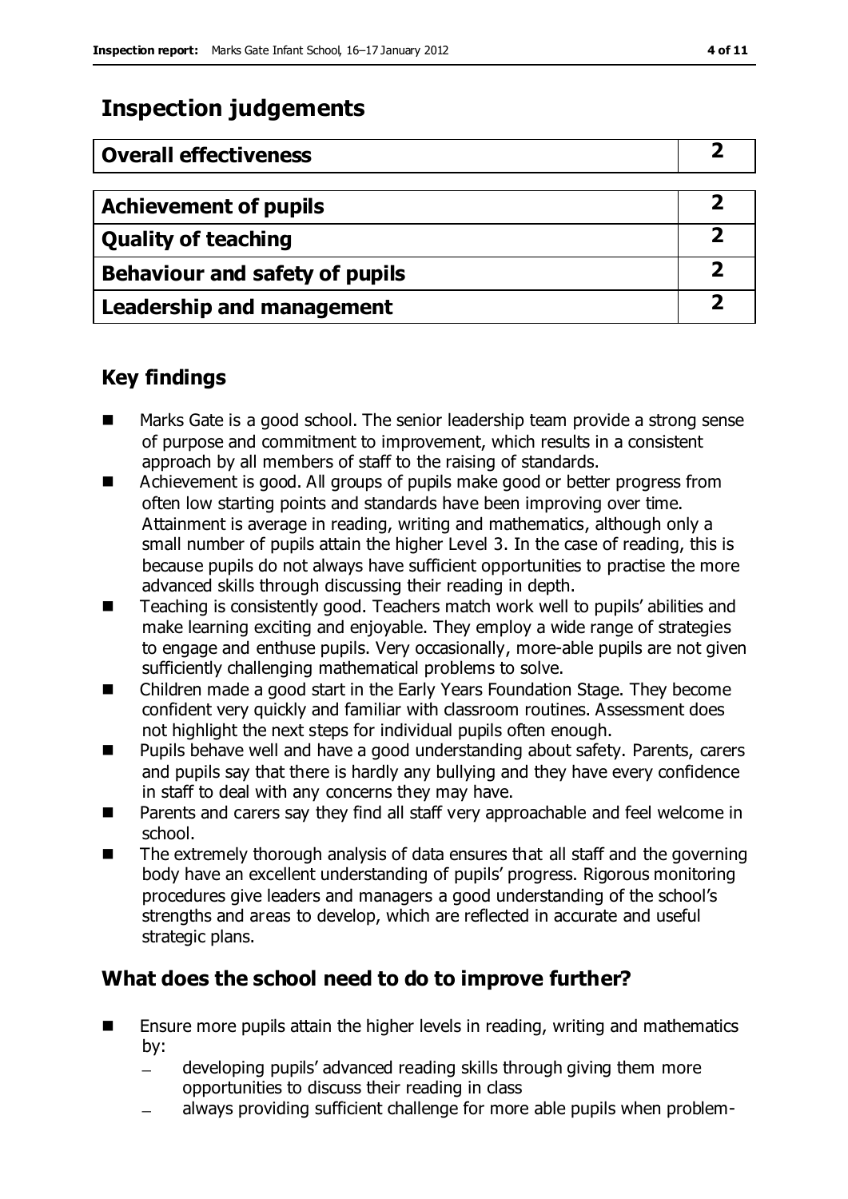## Inspection judgements

| Overall effectiveness | 2 |
|---|---|
| Achievement of pupils | 2 |
| Quality of teaching | 2 |
| Behaviour and safety of pupils | 2 |
| Leadership and management | 2 |

## Key findings

- Marks Gate is a good school. The senior leadership team provide a strong sense of purpose and commitment to improvement, which results in a consistent approach by all members of staff to the raising of standards.
- Achievement is good. All groups of pupils make good or better progress from often low starting points and standards have been improving over time. Attainment is average in reading, writing and mathematics, although only a small number of pupils attain the higher Level 3. In the case of reading, this is because pupils do not always have sufficient opportunities to practise the more advanced skills through discussing their reading in depth.
- Teaching is consistently good. Teachers match work well to pupils' abilities and make learning exciting and enjoyable. They employ a wide range of strategies to engage and enthuse pupils. Very occasionally, more-able pupils are not given sufficiently challenging mathematical problems to solve.
- Children made a good start in the Early Years Foundation Stage. They become confident very quickly and familiar with classroom routines. Assessment does not highlight the next steps for individual pupils often enough.
- Pupils behave well and have a good understanding about safety. Parents, carers and pupils say that there is hardly any bullying and they have every confidence in staff to deal with any concerns they may have.
- Parents and carers say they find all staff very approachable and feel welcome in school.
- The extremely thorough analysis of data ensures that all staff and the governing body have an excellent understanding of pupils' progress. Rigorous monitoring procedures give leaders and managers a good understanding of the school's strengths and areas to develop, which are reflected in accurate and useful strategic plans.

## What does the school need to do to improve further?

- Ensure more pupils attain the higher levels in reading, writing and mathematics by:
  - developing pupils' advanced reading skills through giving them more opportunities to discuss their reading in class
  - always providing sufficient challenge for more able pupils when problem-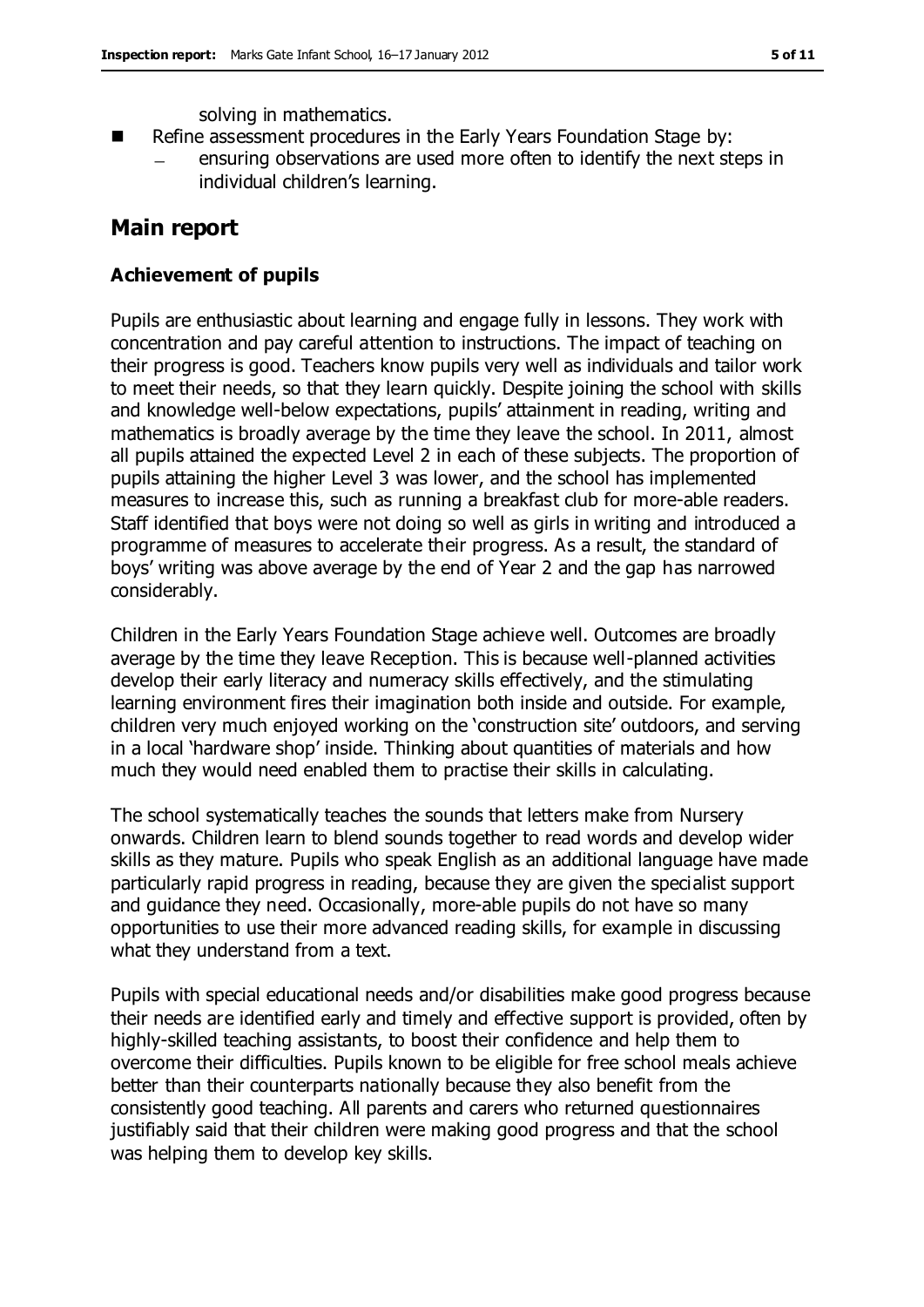solving in mathematics.

- Refine assessment procedures in the Early Years Foundation Stage by:
  - ensuring observations are used more often to identify the next steps in individual children's learning.

## Main report

### Achievement of pupils

Pupils are enthusiastic about learning and engage fully in lessons. They work with concentration and pay careful attention to instructions. The impact of teaching on their progress is good. Teachers know pupils very well as individuals and tailor work to meet their needs, so that they learn quickly. Despite joining the school with skills and knowledge well-below expectations, pupils' attainment in reading, writing and mathematics is broadly average by the time they leave the school. In 2011, almost all pupils attained the expected Level 2 in each of these subjects. The proportion of pupils attaining the higher Level 3 was lower, and the school has implemented measures to increase this, such as running a breakfast club for more-able readers. Staff identified that boys were not doing so well as girls in writing and introduced a programme of measures to accelerate their progress. As a result, the standard of boys' writing was above average by the end of Year 2 and the gap has narrowed considerably.

Children in the Early Years Foundation Stage achieve well. Outcomes are broadly average by the time they leave Reception. This is because well-planned activities develop their early literacy and numeracy skills effectively, and the stimulating learning environment fires their imagination both inside and outside. For example, children very much enjoyed working on the 'construction site' outdoors, and serving in a local 'hardware shop' inside. Thinking about quantities of materials and how much they would need enabled them to practise their skills in calculating.

The school systematically teaches the sounds that letters make from Nursery onwards. Children learn to blend sounds together to read words and develop wider skills as they mature. Pupils who speak English as an additional language have made particularly rapid progress in reading, because they are given the specialist support and guidance they need. Occasionally, more-able pupils do not have so many opportunities to use their more advanced reading skills, for example in discussing what they understand from a text.

Pupils with special educational needs and/or disabilities make good progress because their needs are identified early and timely and effective support is provided, often by highly-skilled teaching assistants, to boost their confidence and help them to overcome their difficulties. Pupils known to be eligible for free school meals achieve better than their counterparts nationally because they also benefit from the consistently good teaching. All parents and carers who returned questionnaires justifiably said that their children were making good progress and that the school was helping them to develop key skills.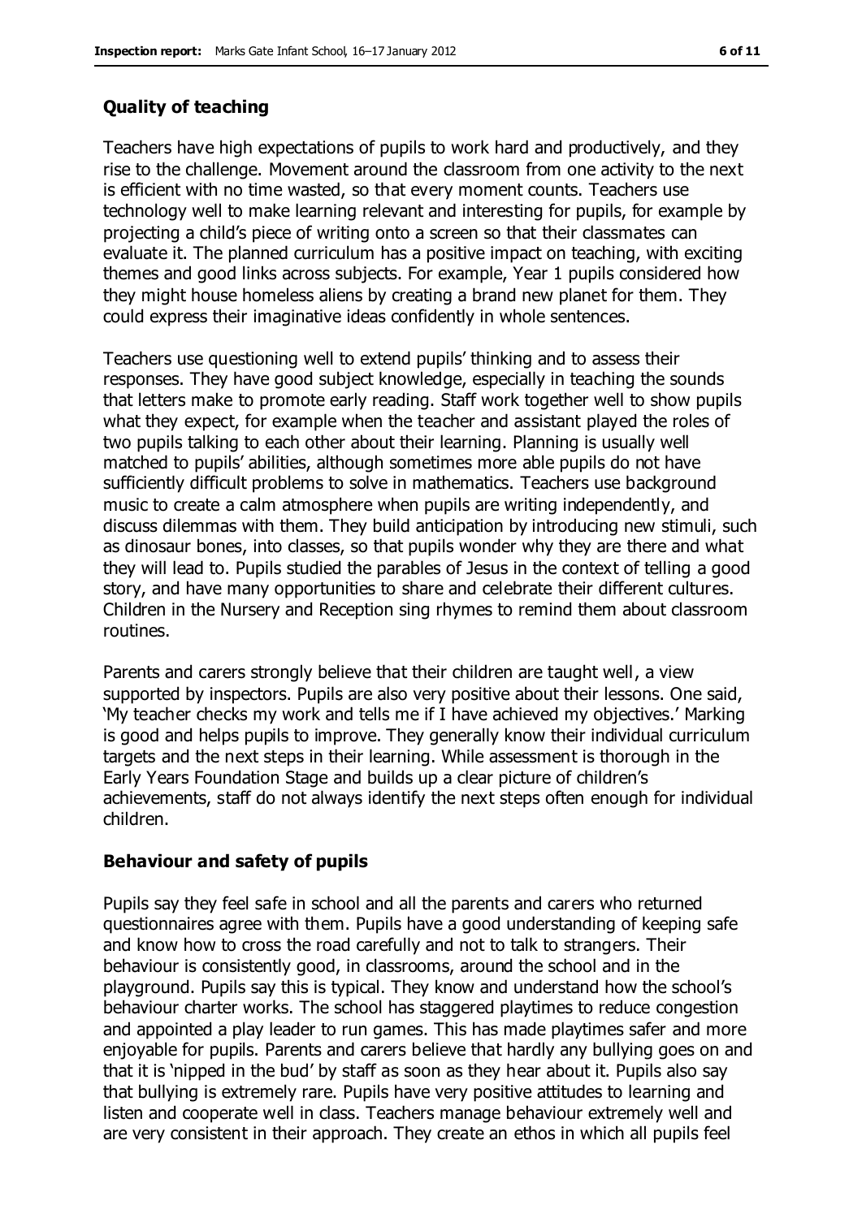### Quality of teaching

Teachers have high expectations of pupils to work hard and productively, and they rise to the challenge. Movement around the classroom from one activity to the next is efficient with no time wasted, so that every moment counts. Teachers use technology well to make learning relevant and interesting for pupils, for example by projecting a child's piece of writing onto a screen so that their classmates can evaluate it. The planned curriculum has a positive impact on teaching, with exciting themes and good links across subjects. For example, Year 1 pupils considered how they might house homeless aliens by creating a brand new planet for them. They could express their imaginative ideas confidently in whole sentences.

Teachers use questioning well to extend pupils' thinking and to assess their responses. They have good subject knowledge, especially in teaching the sounds that letters make to promote early reading. Staff work together well to show pupils what they expect, for example when the teacher and assistant played the roles of two pupils talking to each other about their learning. Planning is usually well matched to pupils' abilities, although sometimes more able pupils do not have sufficiently difficult problems to solve in mathematics. Teachers use background music to create a calm atmosphere when pupils are writing independently, and discuss dilemmas with them. They build anticipation by introducing new stimuli, such as dinosaur bones, into classes, so that pupils wonder why they are there and what they will lead to. Pupils studied the parables of Jesus in the context of telling a good story, and have many opportunities to share and celebrate their different cultures. Children in the Nursery and Reception sing rhymes to remind them about classroom routines.

Parents and carers strongly believe that their children are taught well, a view supported by inspectors. Pupils are also very positive about their lessons. One said, 'My teacher checks my work and tells me if I have achieved my objectives.' Marking is good and helps pupils to improve. They generally know their individual curriculum targets and the next steps in their learning. While assessment is thorough in the Early Years Foundation Stage and builds up a clear picture of children's achievements, staff do not always identify the next steps often enough for individual children.

### Behaviour and safety of pupils

Pupils say they feel safe in school and all the parents and carers who returned questionnaires agree with them. Pupils have a good understanding of keeping safe and know how to cross the road carefully and not to talk to strangers. Their behaviour is consistently good, in classrooms, around the school and in the playground. Pupils say this is typical. They know and understand how the school's behaviour charter works. The school has staggered playtimes to reduce congestion and appointed a play leader to run games. This has made playtimes safer and more enjoyable for pupils. Parents and carers believe that hardly any bullying goes on and that it is 'nipped in the bud' by staff as soon as they hear about it. Pupils also say that bullying is extremely rare. Pupils have very positive attitudes to learning and listen and cooperate well in class. Teachers manage behaviour extremely well and are very consistent in their approach. They create an ethos in which all pupils feel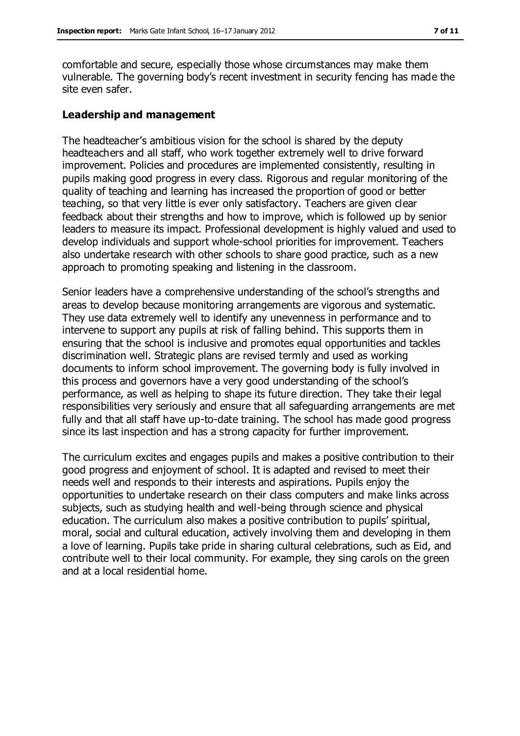comfortable and secure, especially those whose circumstances may make them vulnerable. The governing body's recent investment in security fencing has made the site even safer.

### Leadership and management

The headteacher's ambitious vision for the school is shared by the deputy headteachers and all staff, who work together extremely well to drive forward improvement. Policies and procedures are implemented consistently, resulting in pupils making good progress in every class. Rigorous and regular monitoring of the quality of teaching and learning has increased the proportion of good or better teaching, so that very little is ever only satisfactory. Teachers are given clear feedback about their strengths and how to improve, which is followed up by senior leaders to measure its impact. Professional development is highly valued and used to develop individuals and support whole-school priorities for improvement. Teachers also undertake research with other schools to share good practice, such as a new approach to promoting speaking and listening in the classroom.

Senior leaders have a comprehensive understanding of the school's strengths and areas to develop because monitoring arrangements are vigorous and systematic. They use data extremely well to identify any unevenness in performance and to intervene to support any pupils at risk of falling behind. This supports them in ensuring that the school is inclusive and promotes equal opportunities and tackles discrimination well. Strategic plans are revised termly and used as working documents to inform school improvement. The governing body is fully involved in this process and governors have a very good understanding of the school's performance, as well as helping to shape its future direction. They take their legal responsibilities very seriously and ensure that all safeguarding arrangements are met fully and that all staff have up-to-date training. The school has made good progress since its last inspection and has a strong capacity for further improvement.

The curriculum excites and engages pupils and makes a positive contribution to their good progress and enjoyment of school. It is adapted and revised to meet their needs well and responds to their interests and aspirations. Pupils enjoy the opportunities to undertake research on their class computers and make links across subjects, such as studying health and well-being through science and physical education. The curriculum also makes a positive contribution to pupils' spiritual, moral, social and cultural education, actively involving them and developing in them a love of learning. Pupils take pride in sharing cultural celebrations, such as Eid, and contribute well to their local community. For example, they sing carols on the green and at a local residential home.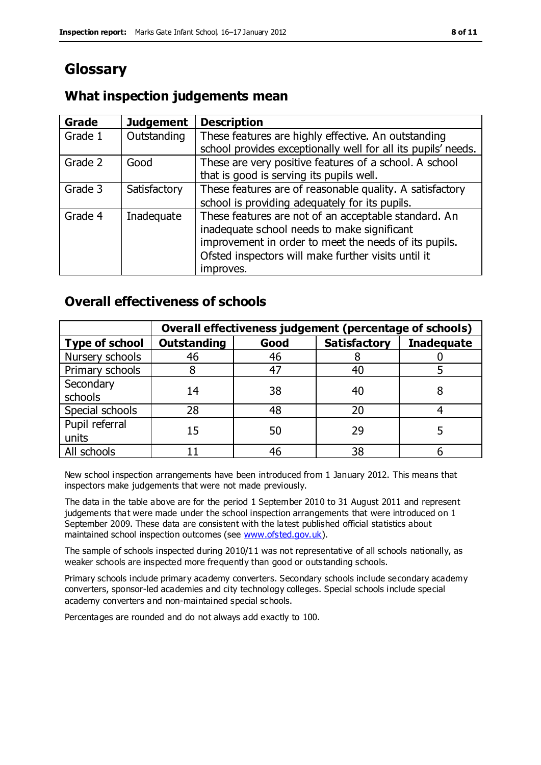# Glossary

## What inspection judgements mean

| Grade | Judgement | Description |
| --- | --- | --- |
| Grade 1 | Outstanding | These features are highly effective. An outstanding school provides exceptionally well for all its pupils' needs. |
| Grade 2 | Good | These are very positive features of a school. A school that is good is serving its pupils well. |
| Grade 3 | Satisfactory | These features are of reasonable quality. A satisfactory school is providing adequately for its pupils. |
| Grade 4 | Inadequate | These features are not of an acceptable standard. An inadequate school needs to make significant improvement in order to meet the needs of its pupils. Ofsted inspectors will make further visits until it improves. |

## Overall effectiveness of schools

| | Overall effectiveness judgement (percentage of schools) | | | |
| --- | --- | --- | --- | --- |
| **Type of school** | **Outstanding** | **Good** | **Satisfactory** | **Inadequate** |
| Nursery schools | 46 | 46 | 8 | 0 |
| Primary schools | 8 | 47 | 40 | 5 |
| Secondary schools | 14 | 38 | 40 | 8 |
| Special schools | 28 | 48 | 20 | 4 |
| Pupil referral units | 15 | 50 | 29 | 5 |
| All schools | 11 | 46 | 38 | 6 |

New school inspection arrangements have been introduced from 1 January 2012. This means that inspectors make judgements that were not made previously.

The data in the table above are for the period 1 September 2010 to 31 August 2011 and represent judgements that were made under the school inspection arrangements that were introduced on 1 September 2009. These data are consistent with the latest published official statistics about maintained school inspection outcomes (see www.ofsted.gov.uk).

The sample of schools inspected during 2010/11 was not representative of all schools nationally, as weaker schools are inspected more frequently than good or outstanding schools.

Primary schools include primary academy converters. Secondary schools include secondary academy converters, sponsor-led academies and city technology colleges. Special schools include special academy converters and non-maintained special schools.

Percentages are rounded and do not always add exactly to 100.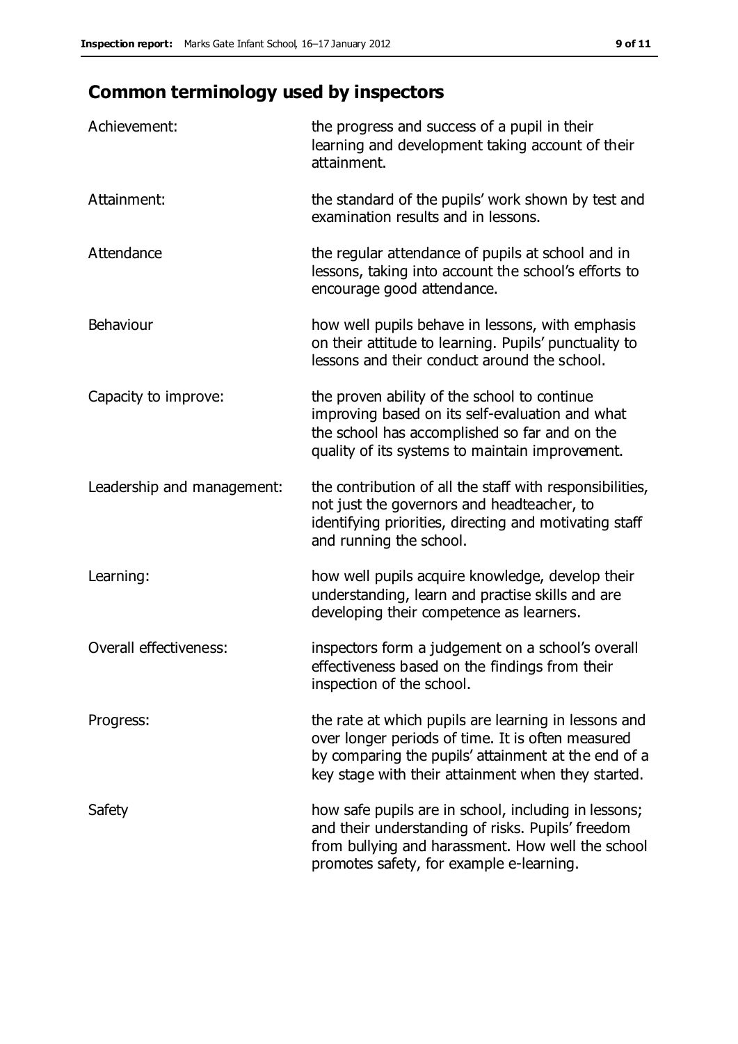## Common terminology used by inspectors

| | |
|---|---|
| Achievement: | the progress and success of a pupil in their learning and development taking account of their attainment. |
| Attainment: | the standard of the pupils' work shown by test and examination results and in lessons. |
| Attendance | the regular attendance of pupils at school and in lessons, taking into account the school's efforts to encourage good attendance. |
| Behaviour | how well pupils behave in lessons, with emphasis on their attitude to learning. Pupils' punctuality to lessons and their conduct around the school. |
| Capacity to improve: | the proven ability of the school to continue improving based on its self-evaluation and what the school has accomplished so far and on the quality of its systems to maintain improvement. |
| Leadership and management: | the contribution of all the staff with responsibilities, not just the governors and headteacher, to identifying priorities, directing and motivating staff and running the school. |
| Learning: | how well pupils acquire knowledge, develop their understanding, learn and practise skills and are developing their competence as learners. |
| Overall effectiveness: | inspectors form a judgement on a school's overall effectiveness based on the findings from their inspection of the school. |
| Progress: | the rate at which pupils are learning in lessons and over longer periods of time. It is often measured by comparing the pupils' attainment at the end of a key stage with their attainment when they started. |
| Safety | how safe pupils are in school, including in lessons; and their understanding of risks. Pupils' freedom from bullying and harassment. How well the school promotes safety, for example e-learning. |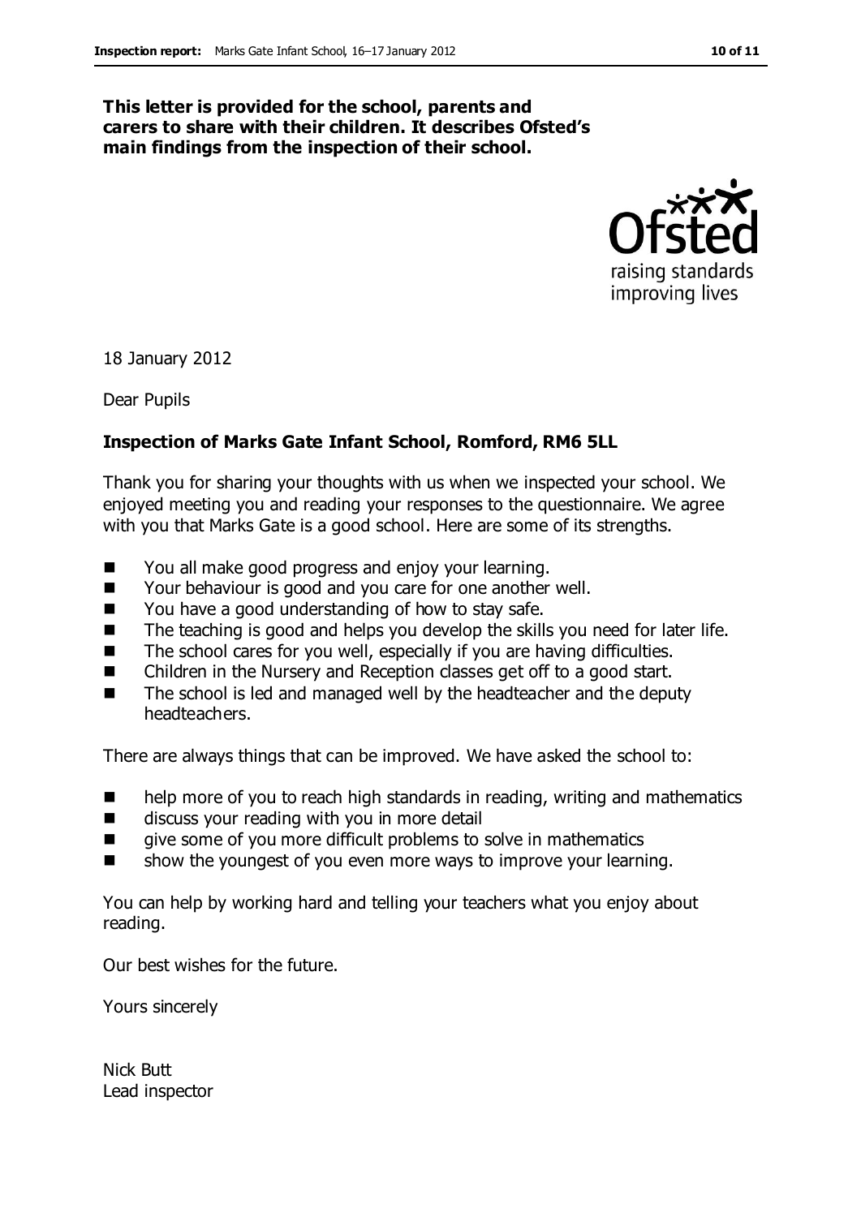**This letter is provided for the school, parents and carers to share with their children. It describes Ofsted's main findings from the inspection of their school.**

18 January 2012

Dear Pupils

**Inspection of Marks Gate Infant School, Romford, RM6 5LL**

Thank you for sharing your thoughts with us when we inspected your school. We enjoyed meeting you and reading your responses to the questionnaire. We agree with you that Marks Gate is a good school. Here are some of its strengths.

- You all make good progress and enjoy your learning.
- Your behaviour is good and you care for one another well.
- You have a good understanding of how to stay safe.
- The teaching is good and helps you develop the skills you need for later life.
- The school cares for you well, especially if you are having difficulties.
- Children in the Nursery and Reception classes get off to a good start.
- The school is led and managed well by the headteacher and the deputy headteachers.

There are always things that can be improved. We have asked the school to:

- help more of you to reach high standards in reading, writing and mathematics
- discuss your reading with you in more detail
- give some of you more difficult problems to solve in mathematics
- show the youngest of you even more ways to improve your learning.

You can help by working hard and telling your teachers what you enjoy about reading.

Our best wishes for the future.

Yours sincerely

Nick Butt
Lead inspector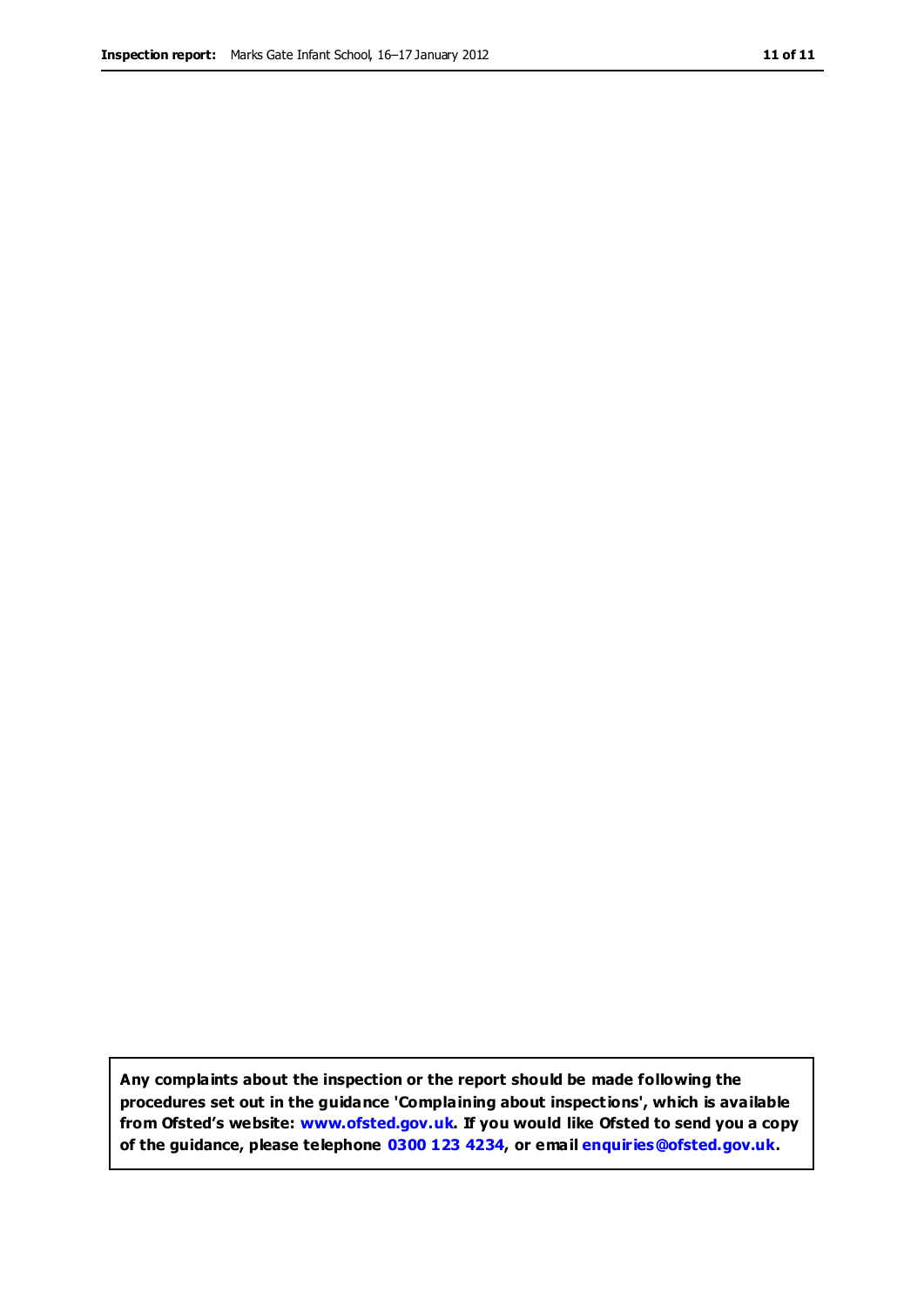**Any complaints about the inspection or the report should be made following the procedures set out in the guidance 'Complaining about inspections', which is available from Ofsted's website: www.ofsted.gov.uk. If you would like Ofsted to send you a copy of the guidance, please telephone 0300 123 4234, or email enquiries@ofsted.gov.uk.**